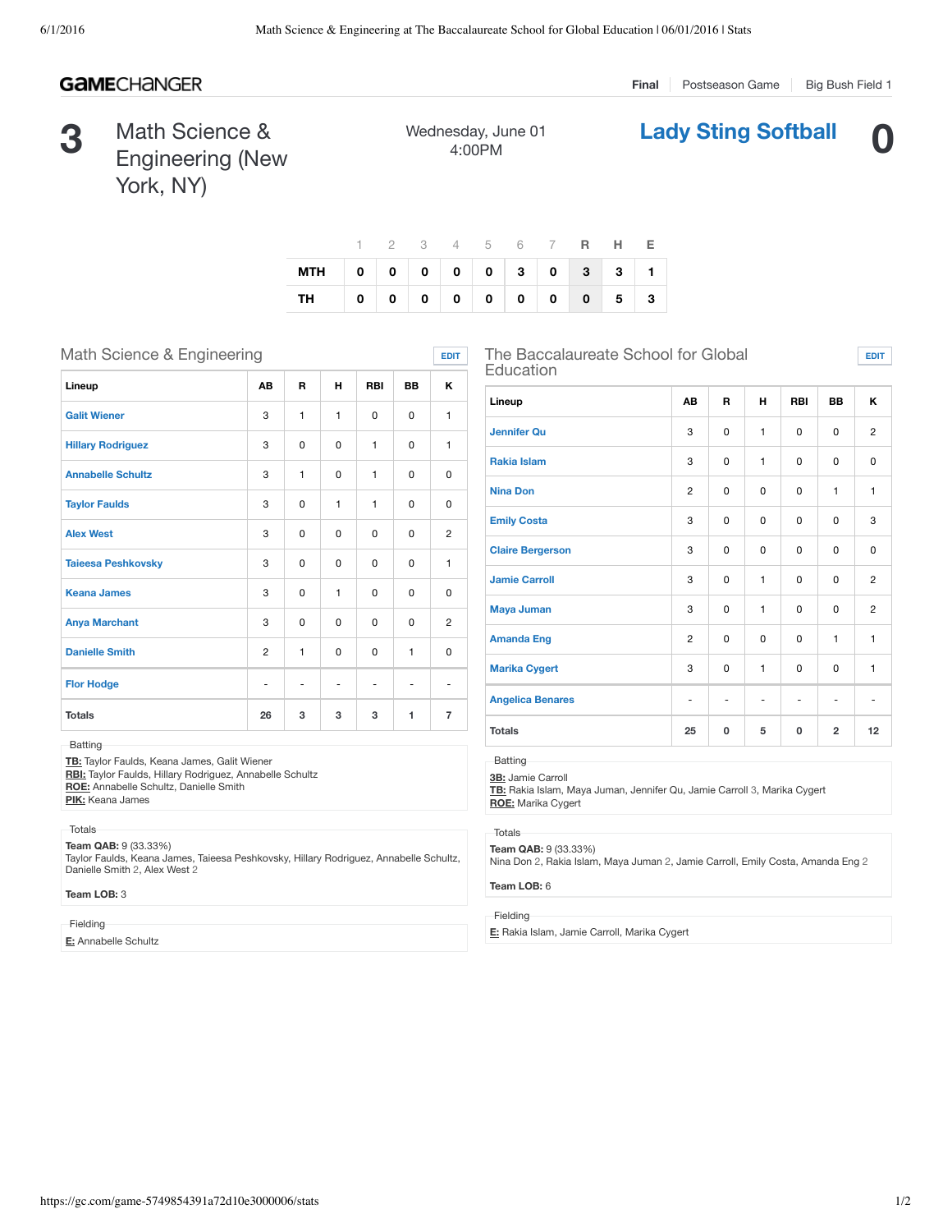GAMECHANGER

Final | Postseason Game | Big Bush Field 1

# 3 Math Science & Engineering (New York, NY)

Wednesday, June 01
4:00PM

# Lady Sting Softball 0

| | 1 | 2 | 3 | 4 | 5 | 6 | 7 | R | H | E |
|---|---|---|---|---|---|---|---|---|---|---|
| MTH | 0 | 0 | 0 | 0 | 0 | 3 | 0 | 3 | 3 | 1 |
| TH | 0 | 0 | 0 | 0 | 0 | 0 | 0 | 0 | 5 | 3 |

## Math Science & Engineering

EDIT

| Lineup | AB | R | H | RBI | BB | K |
|---|---|---|---|---|---|---|
| Galit Wiener | 3 | 1 | 1 | 0 | 0 | 1 |
| Hillary Rodriguez | 3 | 0 | 0 | 1 | 0 | 1 |
| Annabelle Schultz | 3 | 1 | 0 | 1 | 0 | 0 |
| Taylor Faulds | 3 | 0 | 1 | 1 | 0 | 0 |
| Alex West | 3 | 0 | 0 | 0 | 0 | 2 |
| Taieesa Peshkovsky | 3 | 0 | 0 | 0 | 0 | 1 |
| Keana James | 3 | 0 | 1 | 0 | 0 | 0 |
| Anya Marchant | 3 | 0 | 0 | 0 | 0 | 2 |
| Danielle Smith | 2 | 1 | 0 | 0 | 1 | 0 |
| Flor Hodge | - | - | - | - | - | - |
| Totals | 26 | 3 | 3 | 3 | 1 | 7 |

Batting

**TB:** Taylor Faulds, Keana James, Galit Wiener
**RBI:** Taylor Faulds, Hillary Rodriguez, Annabelle Schultz
**ROE:** Annabelle Schultz, Danielle Smith
**PIK:** Keana James

Totals

**Team QAB:** 9 (33.33%)
Taylor Faulds, Keana James, Taieesa Peshkovsky, Hillary Rodriguez, Annabelle Schultz, Danielle Smith 2, Alex West 2

**Team LOB:** 3

Fielding

**E:** Annabelle Schultz

## The Baccalaureate School for Global Education

EDIT

| Lineup | AB | R | H | RBI | BB | K |
|---|---|---|---|---|---|---|
| Jennifer Qu | 3 | 0 | 1 | 0 | 0 | 2 |
| Rakia Islam | 3 | 0 | 1 | 0 | 0 | 0 |
| Nina Don | 2 | 0 | 0 | 0 | 1 | 1 |
| Emily Costa | 3 | 0 | 0 | 0 | 0 | 3 |
| Claire Bergerson | 3 | 0 | 0 | 0 | 0 | 0 |
| Jamie Carroll | 3 | 0 | 1 | 0 | 0 | 2 |
| Maya Juman | 3 | 0 | 1 | 0 | 0 | 2 |
| Amanda Eng | 2 | 0 | 0 | 0 | 1 | 1 |
| Marika Cygert | 3 | 0 | 1 | 0 | 0 | 1 |
| Angelica Benares | - | - | - | - | - | - |
| Totals | 25 | 0 | 5 | 0 | 2 | 12 |

Batting

**3B:** Jamie Carroll
**TB:** Rakia Islam, Maya Juman, Jennifer Qu, Jamie Carroll 3, Marika Cygert
**ROE:** Marika Cygert

Totals

**Team QAB:** 9 (33.33%)
Nina Don 2, Rakia Islam, Maya Juman 2, Jamie Carroll, Emily Costa, Amanda Eng 2

**Team LOB:** 6

Fielding

**E:** Rakia Islam, Jamie Carroll, Marika Cygert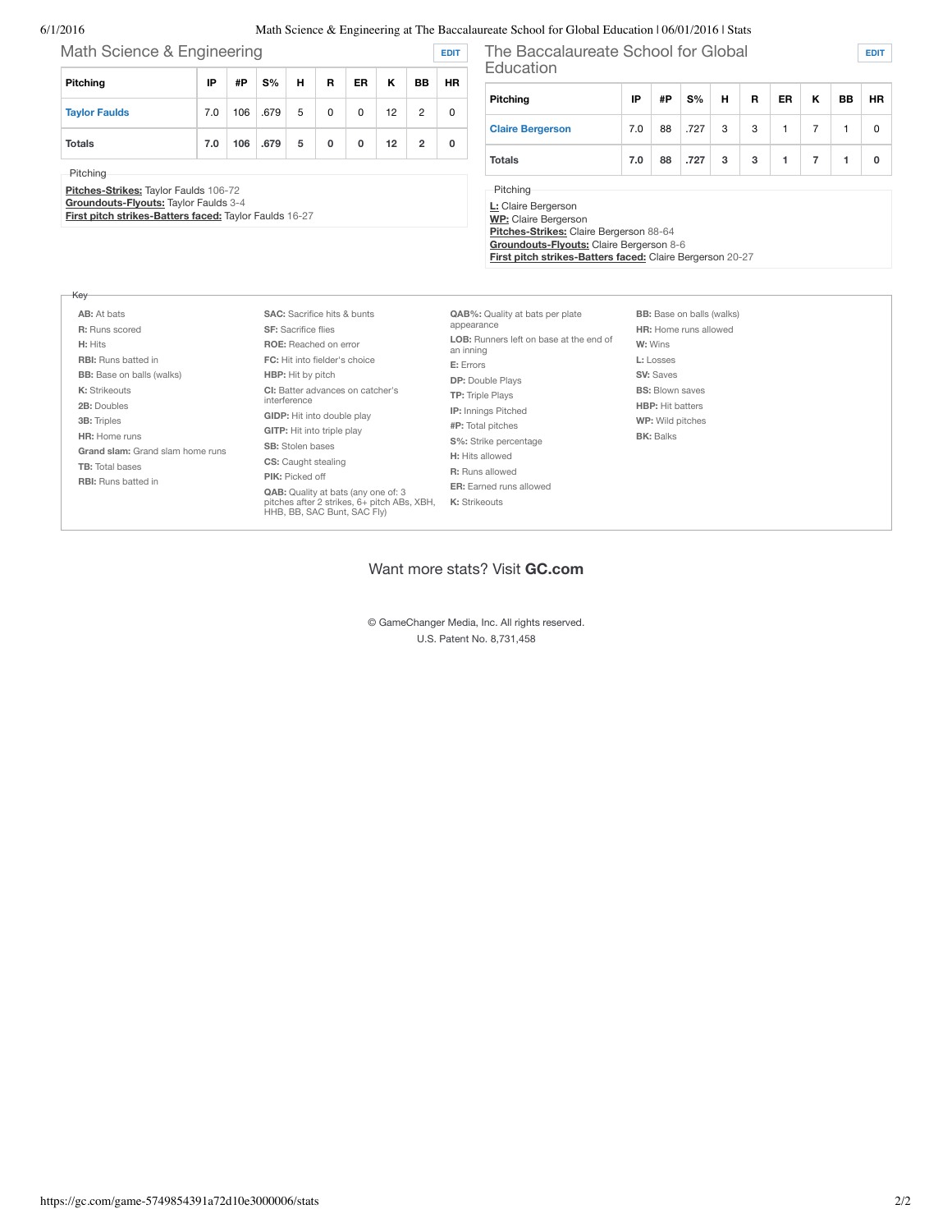## Math Science & Engineering

| Pitching | IP | #P | S% | H | R | ER | K | BB | HR |
|---|---|---|---|---|---|---|---|---|---|
| Taylor Faulds | 7.0 | 106 | .679 | 5 | 0 | 0 | 12 | 2 | 0 |
| **Totals** | **7.0** | **106** | **.679** | **5** | **0** | **0** | **12** | **2** | **0** |

Pitching

**Pitches-Strikes:** Taylor Faulds 106-72
**Groundouts-Flyouts:** Taylor Faulds 3-4
**First pitch strikes-Batters faced:** Taylor Faulds 16-27

## The Baccalaureate School for Global Education

| Pitching | IP | #P | S% | H | R | ER | K | BB | HR |
|---|---|---|---|---|---|---|---|---|---|
| Claire Bergerson | 7.0 | 88 | .727 | 3 | 3 | 1 | 7 | 1 | 0 |
| **Totals** | **7.0** | **88** | **.727** | **3** | **3** | **1** | **7** | **1** | **0** |

Pitching

**L:** Claire Bergerson
**WP:** Claire Bergerson
**Pitches-Strikes:** Claire Bergerson 88-64
**Groundouts-Flyouts:** Claire Bergerson 8-6
**First pitch strikes-Batters faced:** Claire Bergerson 20-27

### Key

- **AB:** At bats
- **R:** Runs scored
- **H:** Hits
- **RBI:** Runs batted in
- **BB:** Base on balls (walks)
- **K:** Strikeouts
- **2B:** Doubles
- **3B:** Triples
- **HR:** Home runs
- **Grand slam:** Grand slam home runs
- **TB:** Total bases
- **RBI:** Runs batted in
- **SAC:** Sacrifice hits & bunts
- **SF:** Sacrifice flies
- **ROE:** Reached on error
- **FC:** Hit into fielder's choice
- **HBP:** Hit by pitch
- **CI:** Batter advances on catcher's interference
- **GIDP:** Hit into double play
- **GITP:** Hit into triple play
- **SB:** Stolen bases
- **CS:** Caught stealing
- **PIK:** Picked off
- **QAB:** Quality at bats (any one of: 3 pitches after 2 strikes, 6+ pitch ABs, XBH, HHB, BB, SAC Bunt, SAC Fly)
- **QAB%:** Quality at bats per plate appearance
- **LOB:** Runners left on base at the end of an inning
- **E:** Errors
- **DP:** Double Plays
- **TP:** Triple Plays
- **IP:** Innings Pitched
- **#P:** Total pitches
- **S%:** Strike percentage
- **H:** Hits allowed
- **R:** Runs allowed
- **ER:** Earned runs allowed
- **K:** Strikeouts
- **BB:** Base on balls (walks)
- **HR:** Home runs allowed
- **W:** Wins
- **L:** Losses
- **SV:** Saves
- **BS:** Blown saves
- **HBP:** Hit batters
- **WP:** Wild pitches
- **BK:** Balks

Want more stats? Visit **GC.com**

© GameChanger Media, Inc. All rights reserved.
U.S. Patent No. 8,731,458